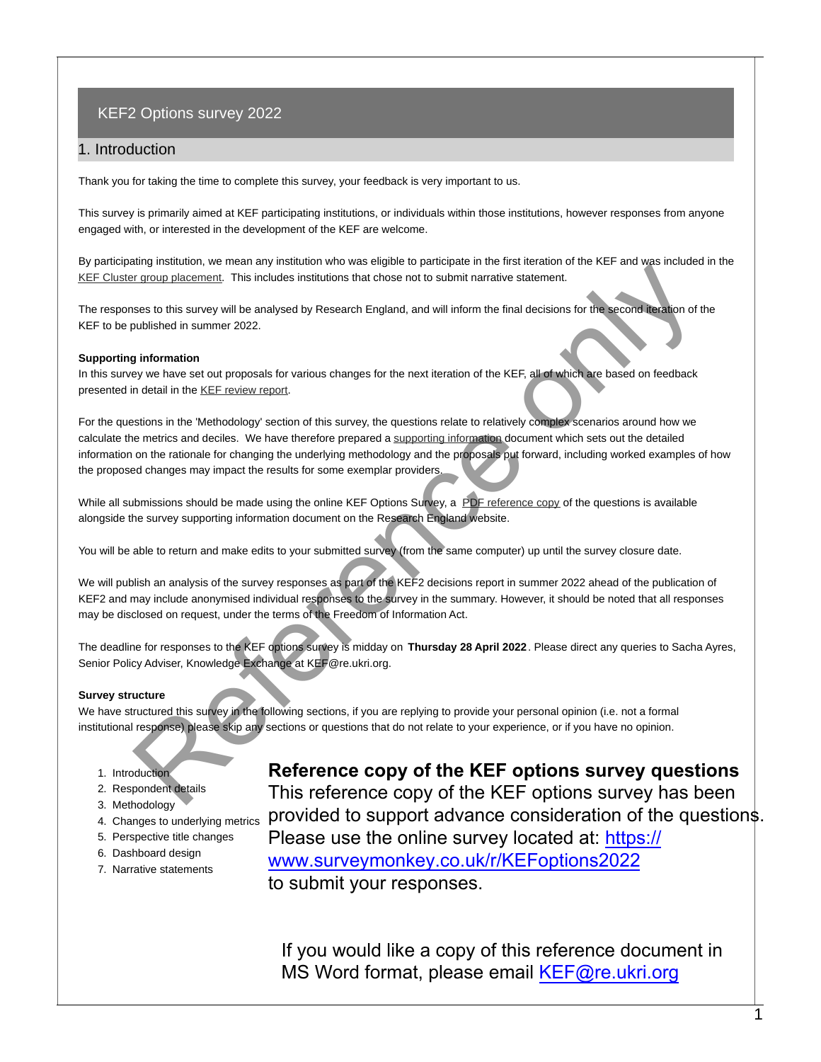# KEF2 Options survey 2022

## 1. Introduction

Thank you for taking the time to complete this survey, your feedback is very important to us.

This survey is primarily aimed at KEF participating institutions, or individuals within those institutions, however responses from anyone engaged with, or interested in the development of the KEF are welcome.

By participating institution, we mean any institution who was eligible to participate in the first iteration of the KEF and was included in the KEF Cluster group placement. This includes institutions that chose not to submit narrative statement.

The responses to this survey will be analysed by Research England, and will inform the final decisions for the second iteration of the KEF to be published in summer 2022.

**Supporting information**

In this survey we have set out proposals for various changes for the next iteration of the KEF, all of which are based on feedback presented in detail in the KEF review report.

For the questions in the 'Methodology' section of this survey, the questions relate to relatively complex scenarios around how we calculate the metrics and deciles. We have therefore prepared a supporting information document which sets out the detailed information on the rationale for changing the underlying methodology and the proposals put forward, including worked examples of how the proposed changes may impact the results for some exemplar providers.

While all submissions should be made using the online KEF Options Survey, a PDF reference copy of the questions is available alongside the survey supporting information document on the Research England website.

You will be able to return and make edits to your submitted survey (from the same computer) up until the survey closure date.

We will publish an analysis of the survey responses as part of the KEF2 decisions report in summer 2022 ahead of the publication of KEF2 and may include anonymised individual responses to the survey in the summary. However, it should be noted that all responses may be disclosed on request, under the terms of the Freedom of Information Act.

The deadline for responses to the KEF options survey is midday on **Thursday 28 April 2022**. Please direct any queries to Sacha Ayres, Senior Policy Adviser, Knowledge Exchange at KEF@re.ukri.org.

**Survey structure**

We have structured this survey in the following sections, if you are replying to provide your personal opinion (i.e. not a formal institutional response) please skip any sections or questions that do not relate to your experience, or if you have no opinion.

1. Introduction
2. Respondent details
3. Methodology
4. Changes to underlying metrics
5. Perspective title changes
6. Dashboard design
7. Narrative statements

**Reference copy of the KEF options survey questions**

This reference copy of the KEF options survey has been provided to support advance consideration of the questions. Please use the online survey located at: https://www.surveymonkey.co.uk/r/KEFoptions2022 to submit your responses.

If you would like a copy of this reference document in MS Word format, please email KEF@re.ukri.org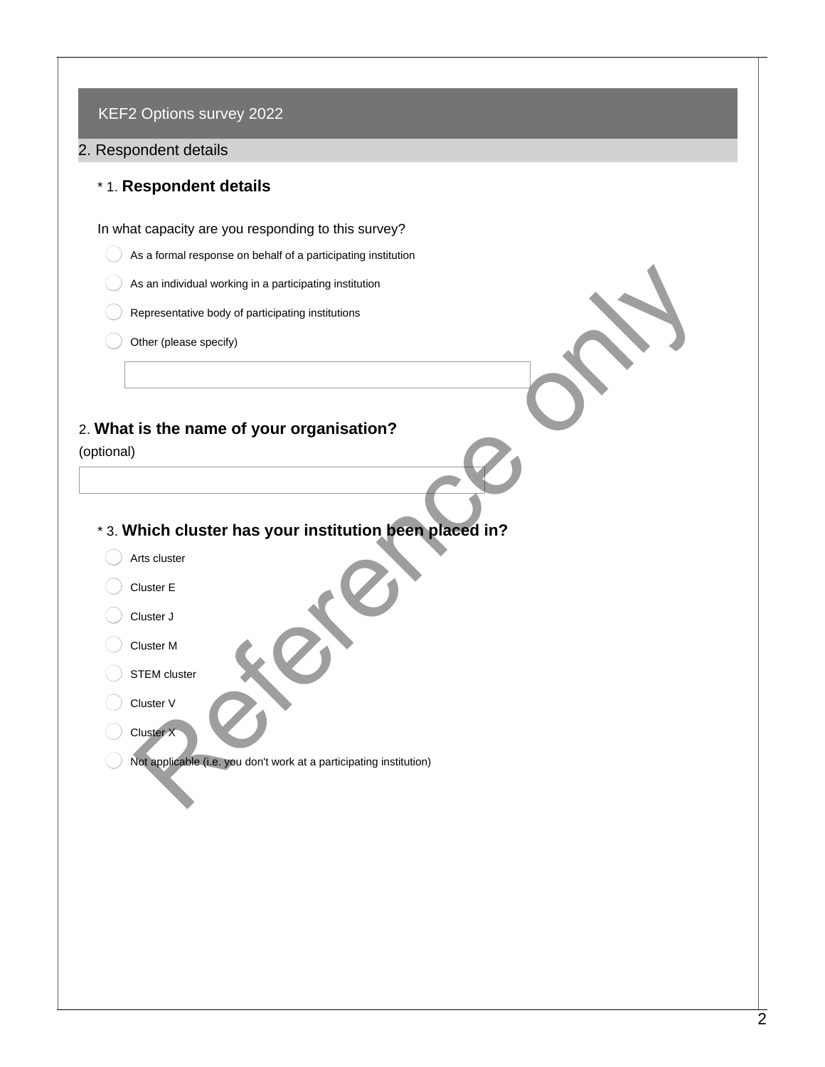KEF2 Options survey 2022

## 2. Respondent details

\* 1. **Respondent details**

In what capacity are you responding to this survey?

- As a formal response on behalf of a participating institution
- As an individual working in a participating institution
- Representative body of participating institutions
- Other (please specify)

2. **What is the name of your organisation?**

(optional)

\* 3. **Which cluster has your institution been placed in?**

- Arts cluster
- Cluster E
- Cluster J
- Cluster M
- STEM cluster
- Cluster V
- Cluster X
- Not applicable (i.e. you don't work at a participating institution)

Reference only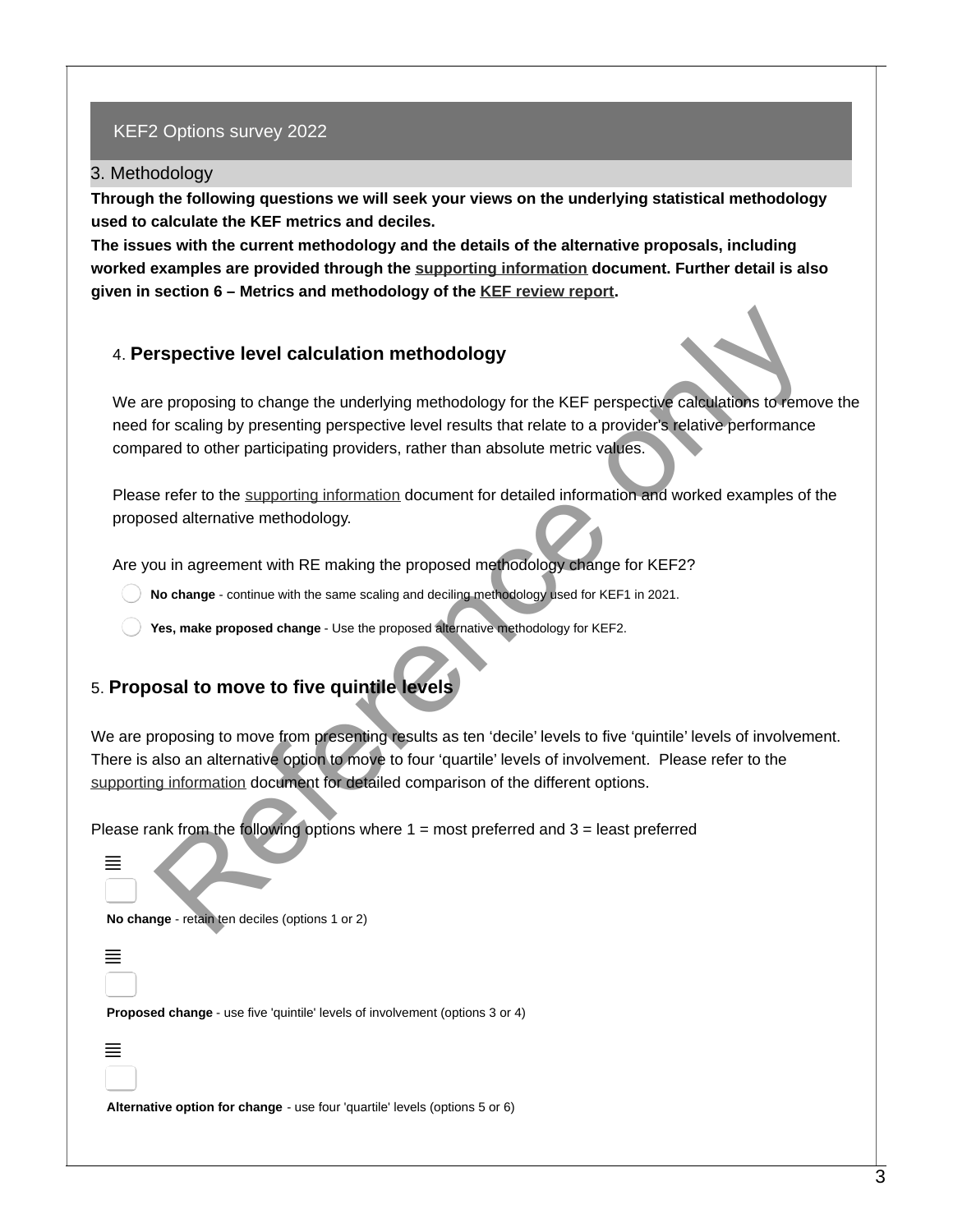## KEF2 Options survey 2022

### 3. Methodology

**Through the following questions we will seek your views on the underlying statistical methodology used to calculate the KEF metrics and deciles.**

**The issues with the current methodology and the details of the alternative proposals, including worked examples are provided through the supporting information document. Further detail is also given in section 6 – Metrics and methodology of the KEF review report.**

#### 4. Perspective level calculation methodology

We are proposing to change the underlying methodology for the KEF perspective calculations to remove the need for scaling by presenting perspective level results that relate to a provider's relative performance compared to other participating providers, rather than absolute metric values.

Please refer to the supporting information document for detailed information and worked examples of the proposed alternative methodology.

Are you in agreement with RE making the proposed methodology change for KEF2?

- **No change** - continue with the same scaling and deciling methodology used for KEF1 in 2021.
- **Yes, make proposed change** - Use the proposed alternative methodology for KEF2.

#### 5. Proposal to move to five quintile levels

We are proposing to move from presenting results as ten 'decile' levels to five 'quintile' levels of involvement. There is also an alternative option to move to four 'quartile' levels of involvement. Please refer to the supporting information document for detailed comparison of the different options.

Please rank from the following options where 1 = most preferred and 3 = least preferred

- **No change** - retain ten deciles (options 1 or 2)
- **Proposed change** - use five 'quintile' levels of involvement (options 3 or 4)
- **Alternative option for change** - use four 'quartile' levels (options 5 or 6)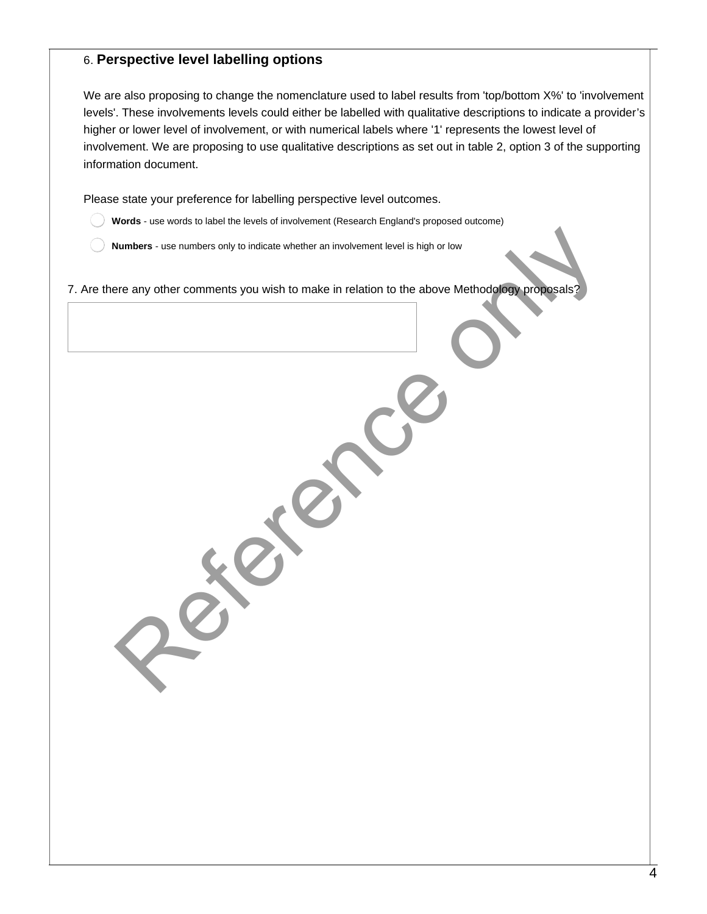### 6. **Perspective level labelling options**

We are also proposing to change the nomenclature used to label results from 'top/bottom X%' to 'involvement levels'. These involvements levels could either be labelled with qualitative descriptions to indicate a provider's higher or lower level of involvement, or with numerical labels where '1' represents the lowest level of involvement. We are proposing to use qualitative descriptions as set out in table 2, option 3 of the supporting information document.

Please state your preference for labelling perspective level outcomes.

- ◯ **Words** - use words to label the levels of involvement (Research England's proposed outcome)
- ◯ **Numbers** - use numbers only to indicate whether an involvement level is high or low

7. Are there any other comments you wish to make in relation to the above Methodology proposals?

Reference only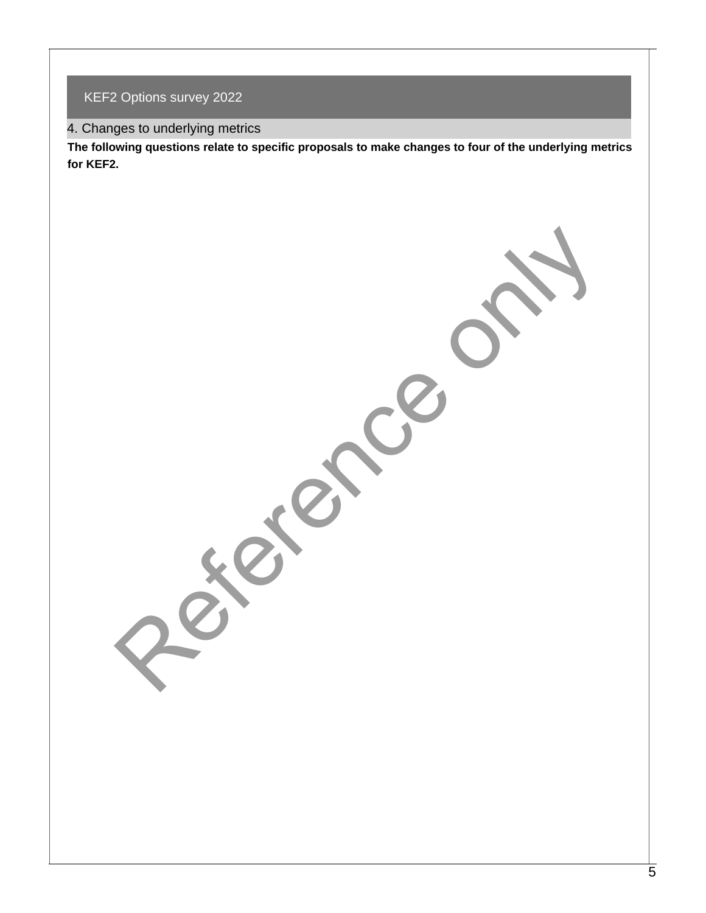# KEF2 Options survey 2022

## 4. Changes to underlying metrics

**The following questions relate to specific proposals to make changes to four of the underlying metrics for KEF2.**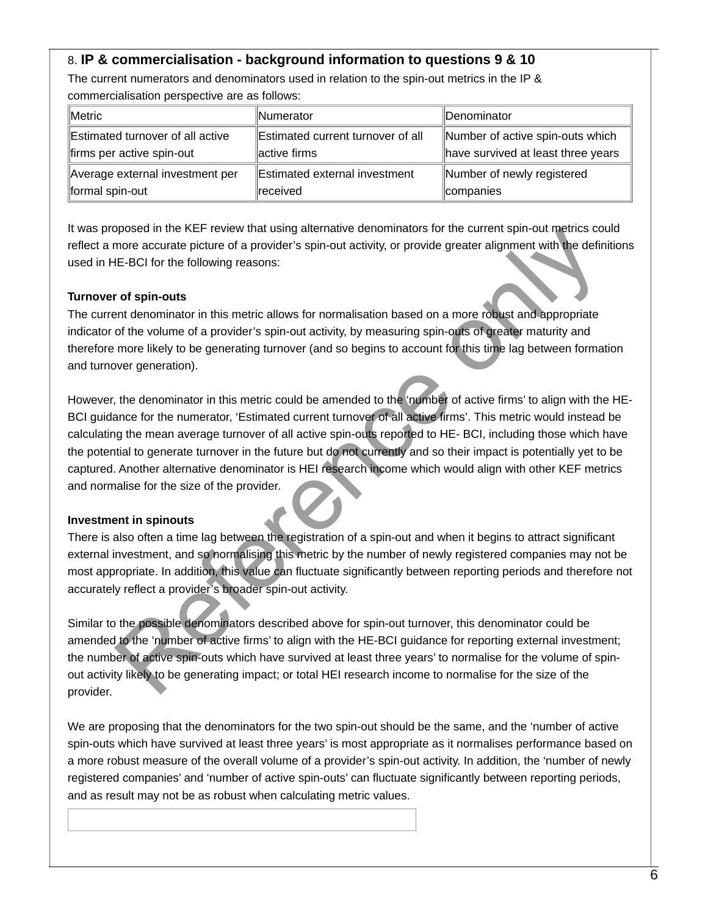8. **IP & commercialisation - background information to questions 9 & 10**

The current numerators and denominators used in relation to the spin-out metrics in the IP & commercialisation perspective are as follows:

| Metric | Numerator | Denominator |
| --- | --- | --- |
| Estimated turnover of all active firms per active spin-out | Estimated current turnover of all active firms | Number of active spin-outs which have survived at least three years |
| Average external investment per formal spin-out | Estimated external investment received | Number of newly registered companies |

It was proposed in the KEF review that using alternative denominators for the current spin-out metrics could reflect a more accurate picture of a provider's spin-out activity, or provide greater alignment with the definitions used in HE-BCI for the following reasons:

**Turnover of spin-outs**

The current denominator in this metric allows for normalisation based on a more robust and appropriate indicator of the volume of a provider's spin-out activity, by measuring spin-outs of greater maturity and therefore more likely to be generating turnover (and so begins to account for this time lag between formation and turnover generation).

However, the denominator in this metric could be amended to the 'number of active firms' to align with the HE-BCI guidance for the numerator, 'Estimated current turnover of all active firms'. This metric would instead be calculating the mean average turnover of all active spin-outs reported to HE- BCI, including those which have the potential to generate turnover in the future but do not currently and so their impact is potentially yet to be captured. Another alternative denominator is HEI research income which would align with other KEF metrics and normalise for the size of the provider.

**Investment in spinouts**

There is also often a time lag between the registration of a spin-out and when it begins to attract significant external investment, and so normalising this metric by the number of newly registered companies may not be most appropriate. In addition, this value can fluctuate significantly between reporting periods and therefore not accurately reflect a provider's broader spin-out activity.

Similar to the possible denominators described above for spin-out turnover, this denominator could be amended to the 'number of active firms' to align with the HE-BCI guidance for reporting external investment; the number of active spin-outs which have survived at least three years' to normalise for the volume of spin-out activity likely to be generating impact; or total HEI research income to normalise for the size of the provider.

We are proposing that the denominators for the two spin-out should be the same, and the 'number of active spin-outs which have survived at least three years' is most appropriate as it normalises performance based on a more robust measure of the overall volume of a provider's spin-out activity. In addition, the 'number of newly registered companies' and 'number of active spin-outs' can fluctuate significantly between reporting periods, and as result may not be as robust when calculating metric values.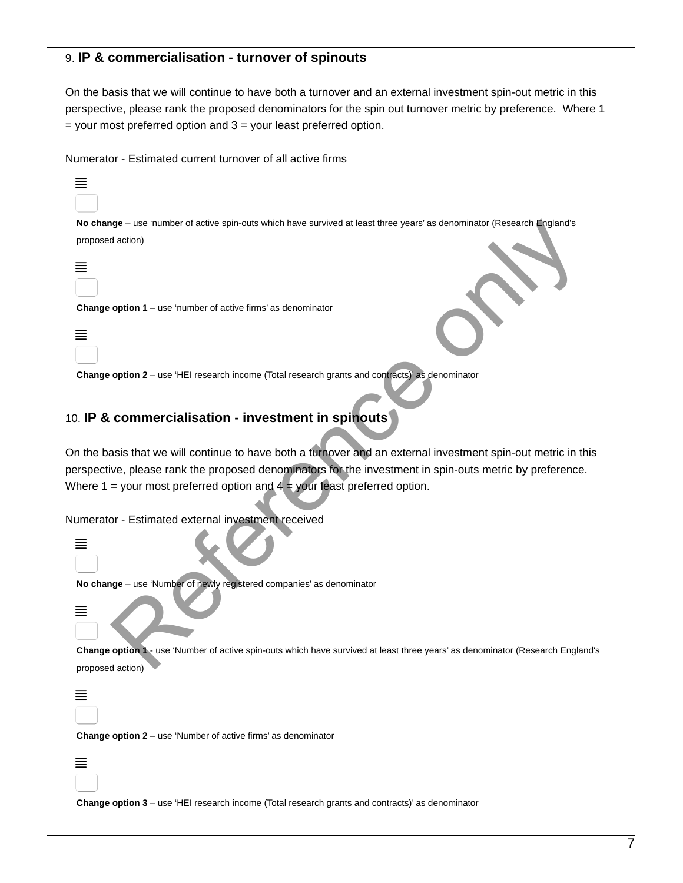### 9. IP & commercialisation - turnover of spinouts

On the basis that we will continue to have both a turnover and an external investment spin-out metric in this perspective, please rank the proposed denominators for the spin out turnover metric by preference. Where 1 = your most preferred option and 3 = your least preferred option.

Numerator - Estimated current turnover of all active firms

- [ ] **No change** – use 'number of active spin-outs which have survived at least three years' as denominator (Research England's proposed action)
- [ ] **Change option 1** – use 'number of active firms' as denominator
- [ ] **Change option 2** – use 'HEI research income (Total research grants and contracts)' as denominator

### 10. IP & commercialisation - investment in spinouts

On the basis that we will continue to have both a turnover and an external investment spin-out metric in this perspective, please rank the proposed denominators for the investment in spin-outs metric by preference. Where 1 = your most preferred option and 4 = your least preferred option.

Numerator - Estimated external investment received

- [ ] **No change** – use 'Number of newly registered companies' as denominator
- [ ] **Change option 1** - use 'Number of active spin-outs which have survived at least three years' as denominator (Research England's proposed action)
- [ ] **Change option 2** – use 'Number of active firms' as denominator
- [ ] **Change option 3** – use 'HEI research income (Total research grants and contracts)' as denominator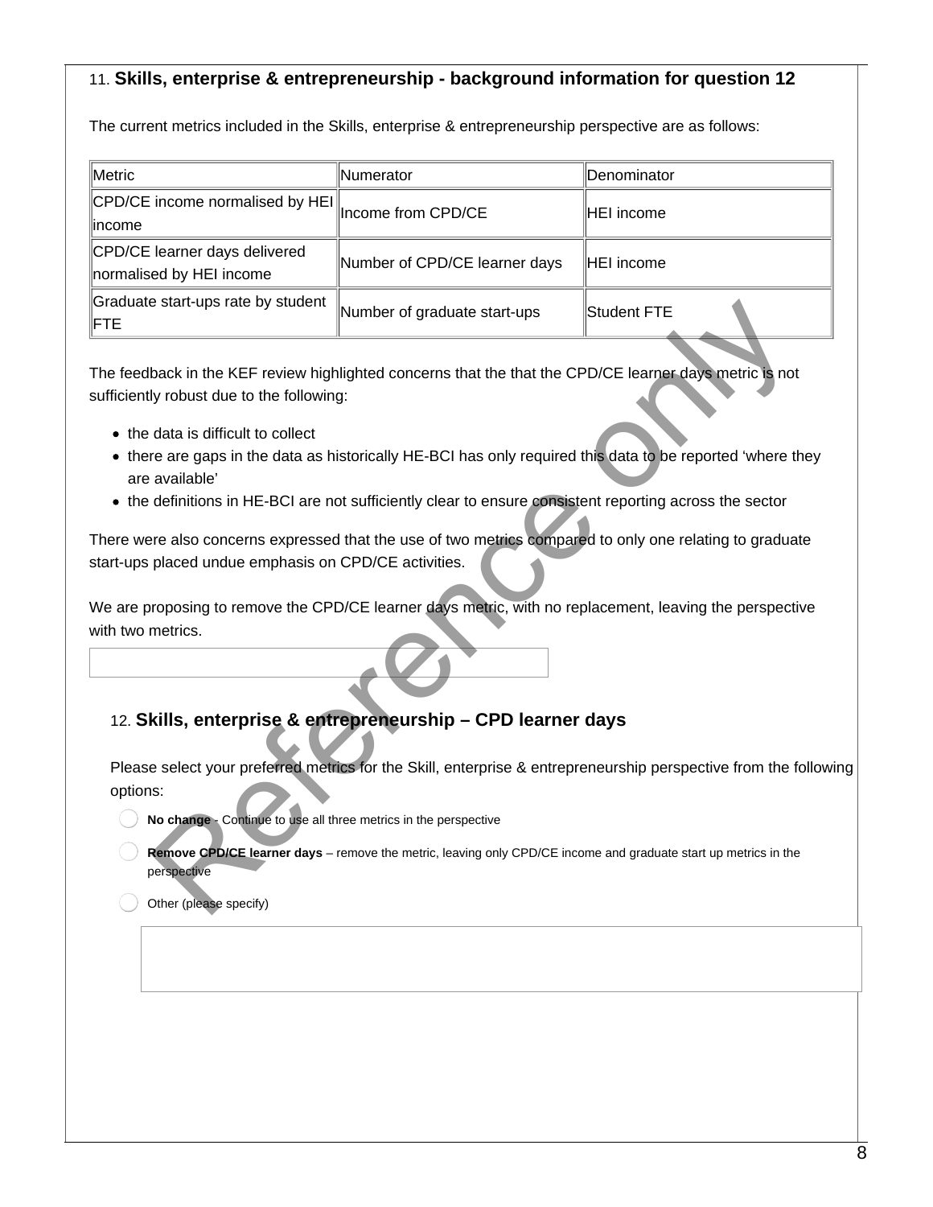## 11. Skills, enterprise & entrepreneurship - background information for question 12

The current metrics included in the Skills, enterprise & entrepreneurship perspective are as follows:

| Metric | Numerator | Denominator |
|---|---|---|
| CPD/CE income normalised by HEI income | Income from CPD/CE | HEI income |
| CPD/CE learner days delivered normalised by HEI income | Number of CPD/CE learner days | HEI income |
| Graduate start-ups rate by student FTE | Number of graduate start-ups | Student FTE |

The feedback in the KEF review highlighted concerns that the that the CPD/CE learner days metric is not sufficiently robust due to the following:

- the data is difficult to collect
- there are gaps in the data as historically HE-BCI has only required this data to be reported 'where they are available'
- the definitions in HE-BCI are not sufficiently clear to ensure consistent reporting across the sector

There were also concerns expressed that the use of two metrics compared to only one relating to graduate start-ups placed undue emphasis on CPD/CE activities.

We are proposing to remove the CPD/CE learner days metric, with no replacement, leaving the perspective with two metrics.

## 12. Skills, enterprise & entrepreneurship – CPD learner days

Please select your preferred metrics for the Skill, enterprise & entrepreneurship perspective from the following options:

- ◯ **No change** - Continue to use all three metrics in the perspective
- ◯ **Remove CPD/CE learner days** – remove the metric, leaving only CPD/CE income and graduate start up metrics in the perspective
- ◯ Other (please specify)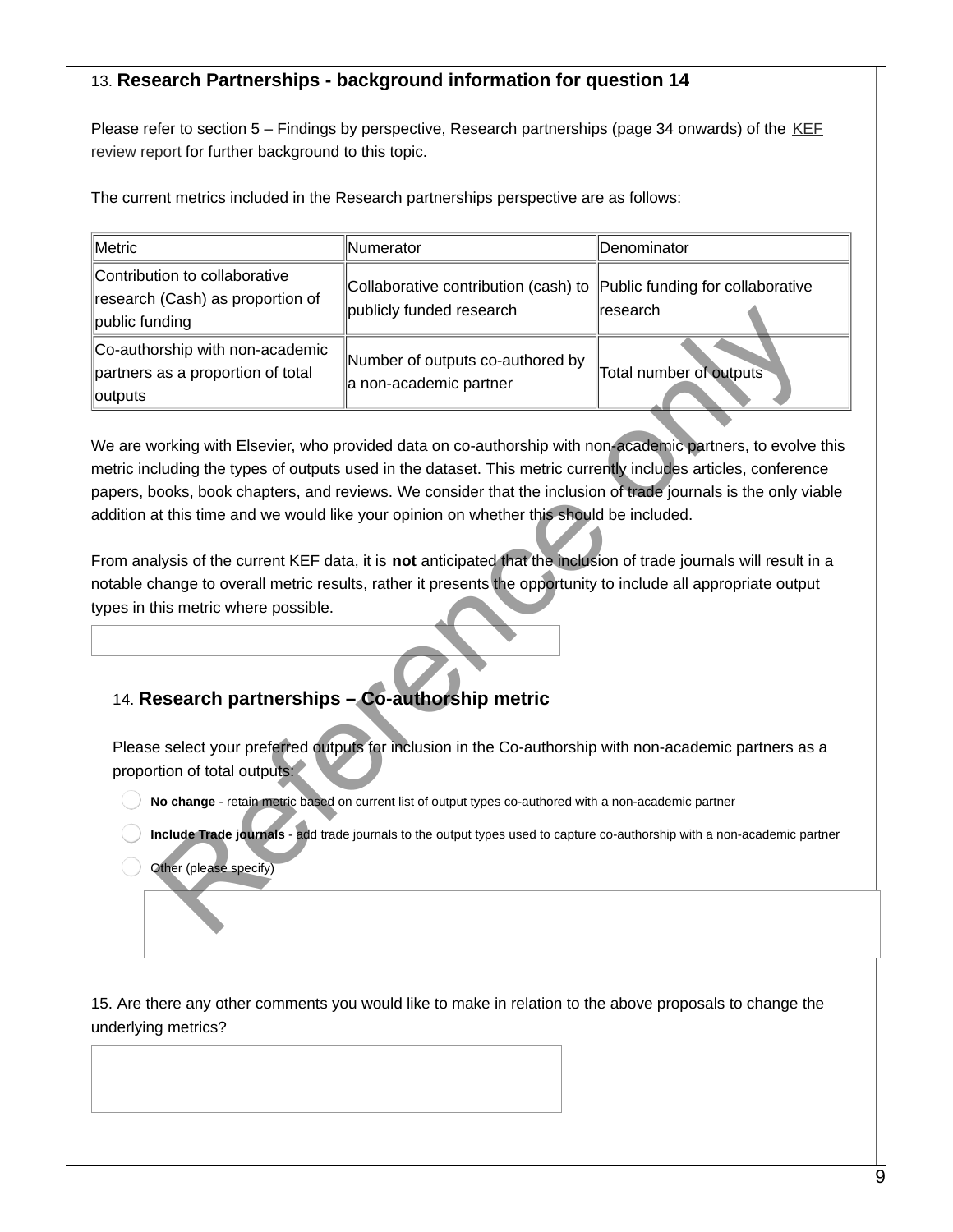13. **Research Partnerships - background information for question 14**

Please refer to section 5 – Findings by perspective, Research partnerships (page 34 onwards) of the KEF review report for further background to this topic.

The current metrics included in the Research partnerships perspective are as follows:

| Metric | Numerator | Denominator |
|---|---|---|
| Contribution to collaborative research (Cash) as proportion of public funding | Collaborative contribution (cash) to publicly funded research | Public funding for collaborative research |
| Co-authorship with non-academic partners as a proportion of total outputs | Number of outputs co-authored by a non-academic partner | Total number of outputs |

We are working with Elsevier, who provided data on co-authorship with non-academic partners, to evolve this metric including the types of outputs used in the dataset. This metric currently includes articles, conference papers, books, book chapters, and reviews. We consider that the inclusion of trade journals is the only viable addition at this time and we would like your opinion on whether this should be included.

From analysis of the current KEF data, it is **not** anticipated that the inclusion of trade journals will result in a notable change to overall metric results, rather it presents the opportunity to include all appropriate output types in this metric where possible.

14. **Research partnerships – Co-authorship metric**

Please select your preferred outputs for inclusion in the Co-authorship with non-academic partners as a proportion of total outputs:

- **No change** - retain metric based on current list of output types co-authored with a non-academic partner
- **Include Trade journals** - add trade journals to the output types used to capture co-authorship with a non-academic partner
- Other (please specify)

15. Are there any other comments you would like to make in relation to the above proposals to change the underlying metrics?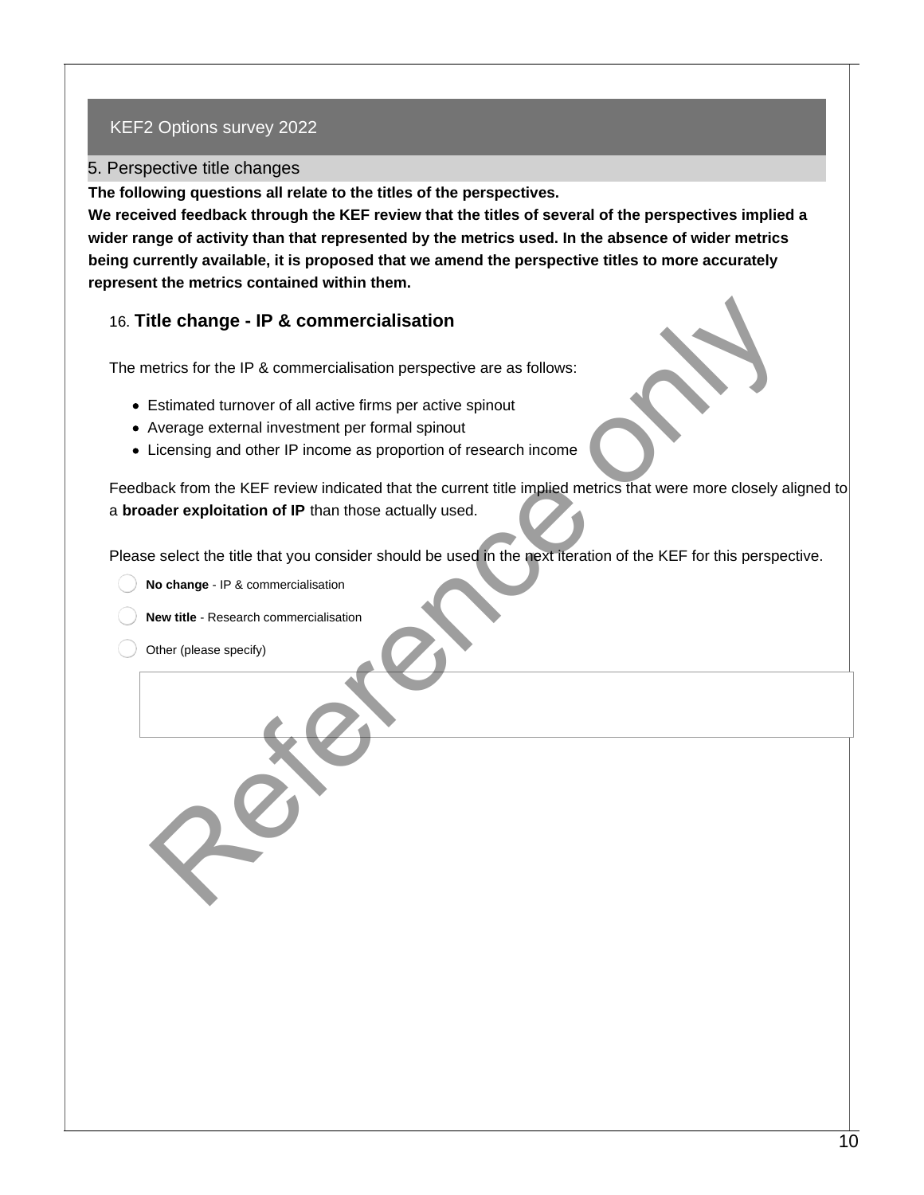KEF2 Options survey 2022

## 5. Perspective title changes

**The following questions all relate to the titles of the perspectives.**
**We received feedback through the KEF review that the titles of several of the perspectives implied a wider range of activity than that represented by the metrics used. In the absence of wider metrics being currently available, it is proposed that we amend the perspective titles to more accurately represent the metrics contained within them.**

### 16. Title change - IP & commercialisation

The metrics for the IP & commercialisation perspective are as follows:

- Estimated turnover of all active firms per active spinout
- Average external investment per formal spinout
- Licensing and other IP income as proportion of research income

Feedback from the KEF review indicated that the current title implied metrics that were more closely aligned to a **broader exploitation of IP** than those actually used.

Please select the title that you consider should be used in the next iteration of the KEF for this perspective.

- ◯ **No change** - IP & commercialisation
- ◯ **New title** - Research commercialisation
- ◯ Other (please specify)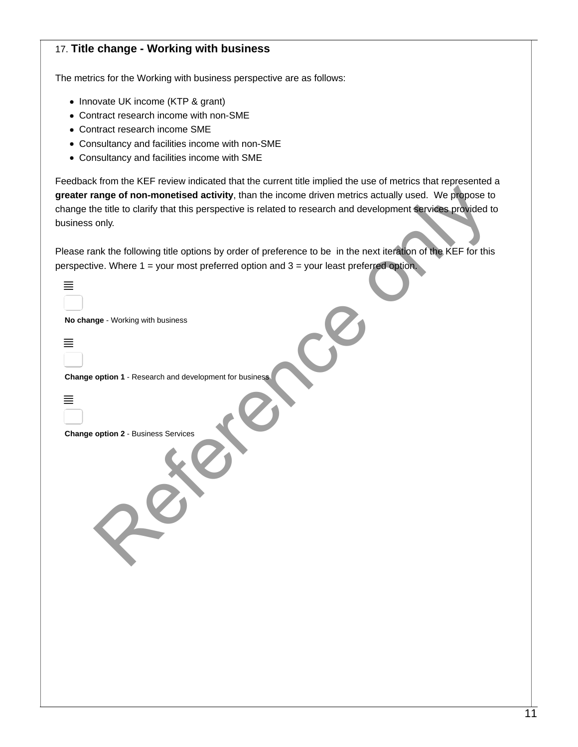### 17. Title change - Working with business

The metrics for the Working with business perspective are as follows:

- Innovate UK income (KTP & grant)
- Contract research income with non-SME
- Contract research income SME
- Consultancy and facilities income with non-SME
- Consultancy and facilities income with SME

Feedback from the KEF review indicated that the current title implied the use of metrics that represented a **greater range of non-monetised activity**, than the income driven metrics actually used. We propose to change the title to clarify that this perspective is related to research and development services provided to business only.

Please rank the following title options by order of preference to be in the next iteration of the KEF for this perspective. Where 1 = your most preferred option and 3 = your least preferred option.

**No change** - Working with business

**Change option 1** - Research and development for business

**Change option 2** - Business Services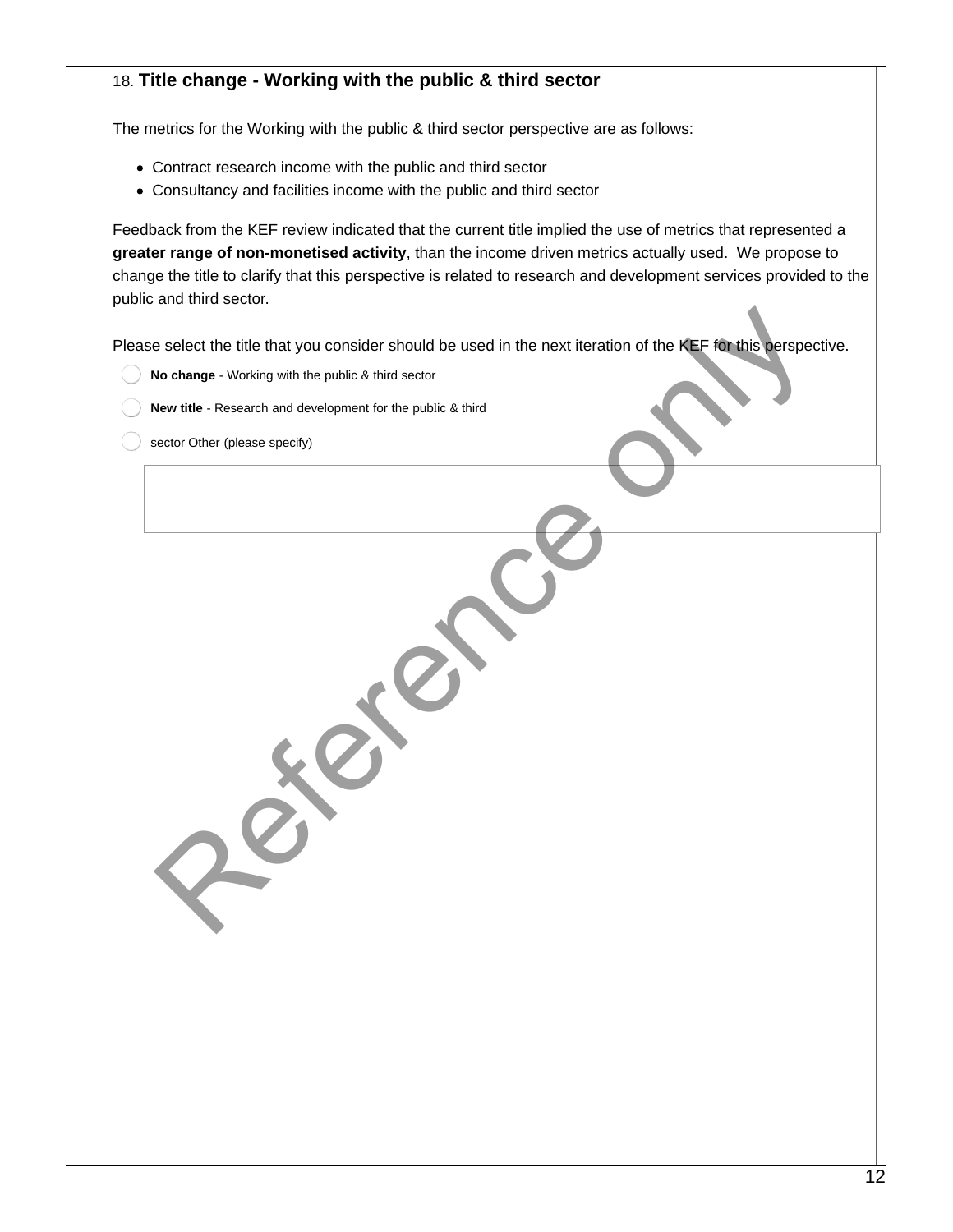### 18. **Title change - Working with the public & third sector**

The metrics for the Working with the public & third sector perspective are as follows:

- Contract research income with the public and third sector
- Consultancy and facilities income with the public and third sector

Feedback from the KEF review indicated that the current title implied the use of metrics that represented a **greater range of non-monetised activity**, than the income driven metrics actually used. We propose to change the title to clarify that this perspective is related to research and development services provided to the public and third sector.

Please select the title that you consider should be used in the next iteration of the KEF for this perspective.

- **No change** - Working with the public & third sector
- **New title** - Research and development for the public & third
- sector Other (please specify)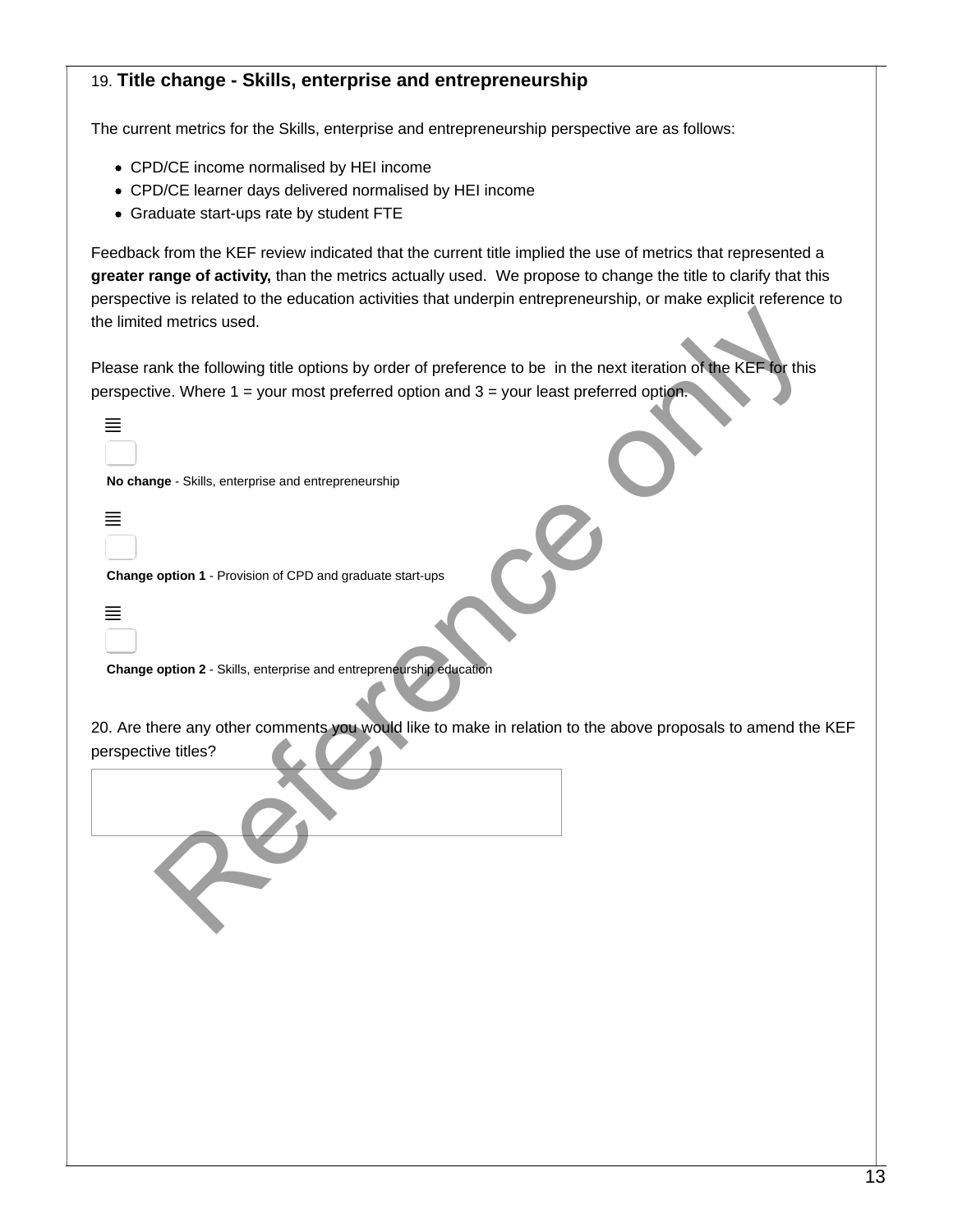19. **Title change - Skills, enterprise and entrepreneurship**

The current metrics for the Skills, enterprise and entrepreneurship perspective are as follows:

- CPD/CE income normalised by HEI income
- CPD/CE learner days delivered normalised by HEI income
- Graduate start-ups rate by student FTE

Feedback from the KEF review indicated that the current title implied the use of metrics that represented a **greater range of activity,** than the metrics actually used. We propose to change the title to clarify that this perspective is related to the education activities that underpin entrepreneurship, or make explicit reference to the limited metrics used.

Please rank the following title options by order of preference to be in the next iteration of the KEF for this perspective. Where 1 = your most preferred option and 3 = your least preferred option.

**No change** - Skills, enterprise and entrepreneurship

**Change option 1** - Provision of CPD and graduate start-ups

**Change option 2** - Skills, enterprise and entrepreneurship education

20. Are there any other comments you would like to make in relation to the above proposals to amend the KEF perspective titles?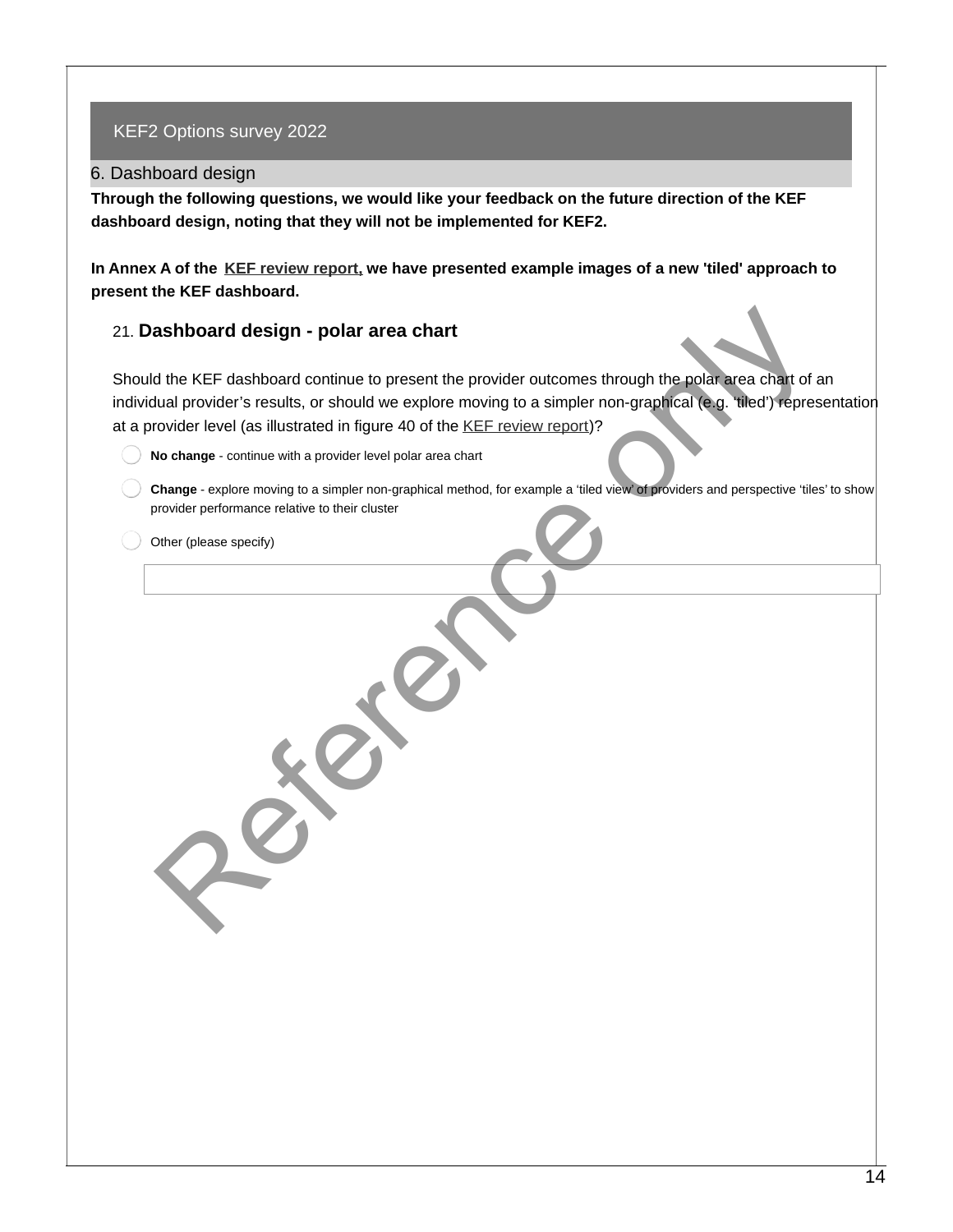KEF2 Options survey 2022

## 6. Dashboard design

**Through the following questions, we would like your feedback on the future direction of the KEF dashboard design, noting that they will not be implemented for KEF2.**

**In Annex A of the KEF review report, we have presented example images of a new 'tiled' approach to present the KEF dashboard.**

### 21. Dashboard design - polar area chart

Should the KEF dashboard continue to present the provider outcomes through the polar area chart of an individual provider's results, or should we explore moving to a simpler non-graphical (e.g. 'tiled') representation at a provider level (as illustrated in figure 40 of the KEF review report)?

- **No change** - continue with a provider level polar area chart
- **Change** - explore moving to a simpler non-graphical method, for example a 'tiled view' of providers and perspective 'tiles' to show provider performance relative to their cluster
- Other (please specify)

Reference only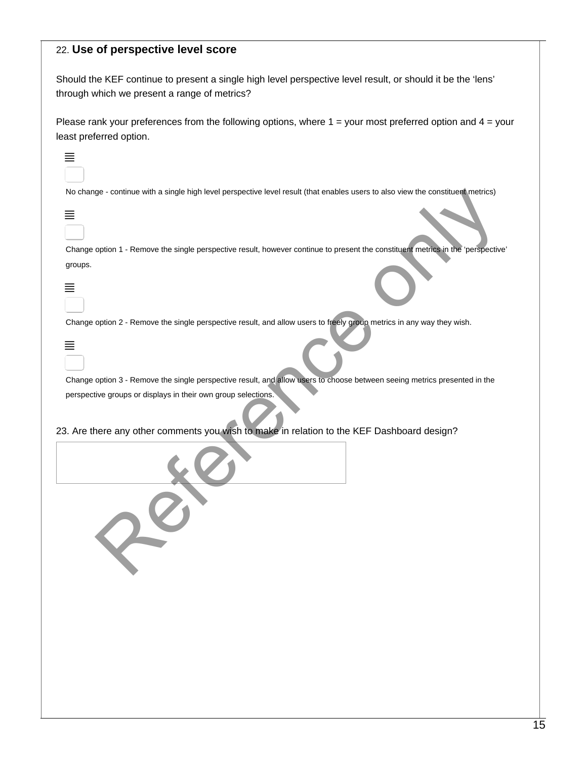22. **Use of perspective level score**

Should the KEF continue to present a single high level perspective level result, or should it be the 'lens' through which we present a range of metrics?

Please rank your preferences from the following options, where 1 = your most preferred option and 4 = your least preferred option.

- No change - continue with a single high level perspective level result (that enables users to also view the constituent metrics)
- Change option 1 - Remove the single perspective result, however continue to present the constituent metrics in the 'perspective' groups.
- Change option 2 - Remove the single perspective result, and allow users to freely group metrics in any way they wish.
- Change option 3 - Remove the single perspective result, and allow users to choose between seeing metrics presented in the perspective groups or displays in their own group selections.

23. Are there any other comments you wish to make in relation to the KEF Dashboard design?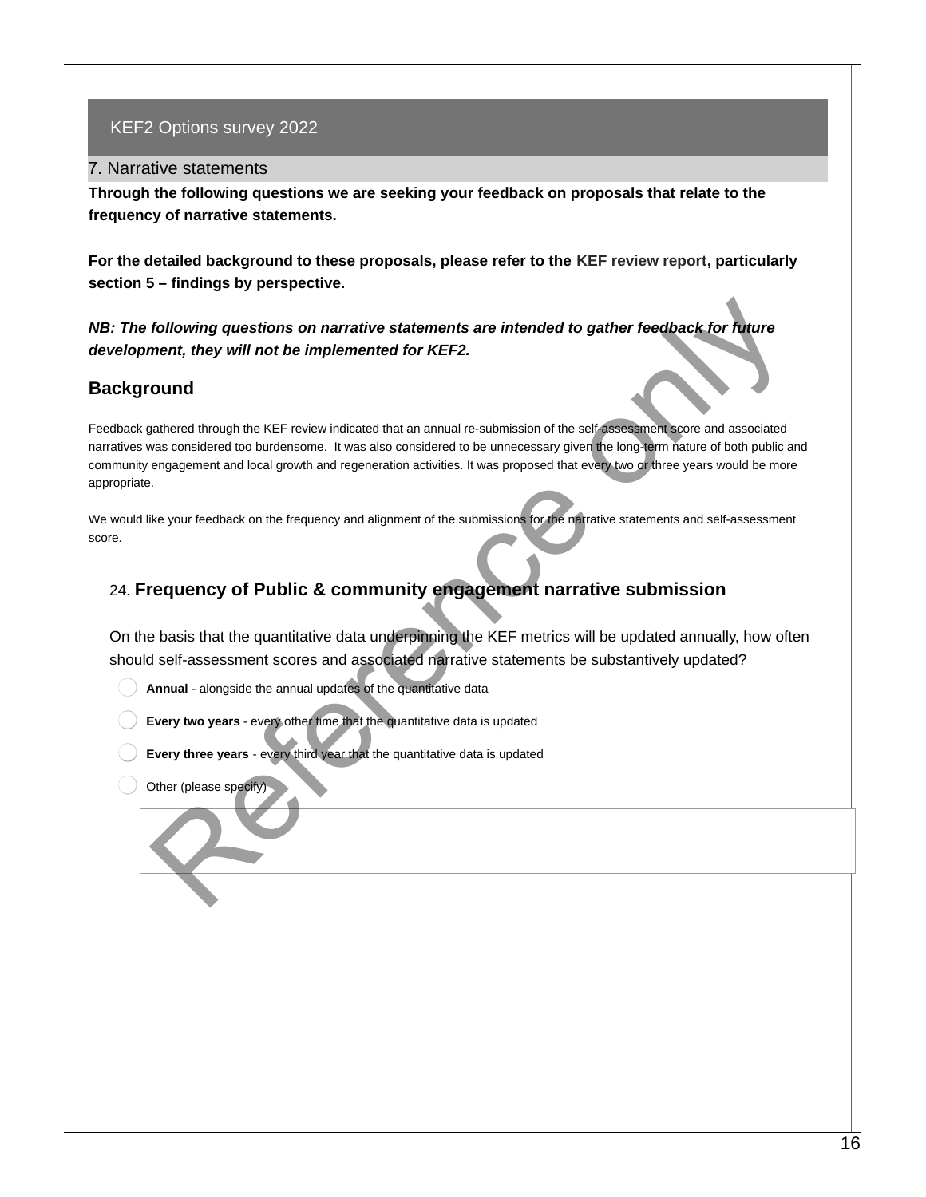KEF2 Options survey 2022

## 7. Narrative statements

**Through the following questions we are seeking your feedback on proposals that relate to the frequency of narrative statements.**

**For the detailed background to these proposals, please refer to the KEF review report, particularly section 5 – findings by perspective.**

***NB: The following questions on narrative statements are intended to gather feedback for future development, they will not be implemented for KEF2.***

### Background

Feedback gathered through the KEF review indicated that an annual re-submission of the self-assessment score and associated narratives was considered too burdensome. It was also considered to be unnecessary given the long-term nature of both public and community engagement and local growth and regeneration activities. It was proposed that every two or three years would be more appropriate.

We would like your feedback on the frequency and alignment of the submissions for the narrative statements and self-assessment score.

24. **Frequency of Public & community engagement narrative submission**

On the basis that the quantitative data underpinning the KEF metrics will be updated annually, how often should self-assessment scores and associated narrative statements be substantively updated?

- **Annual** - alongside the annual updates of the quantitative data
- **Every two years** - every other time that the quantitative data is updated
- **Every three years** - every third year that the quantitative data is updated
- Other (please specify)

Reference only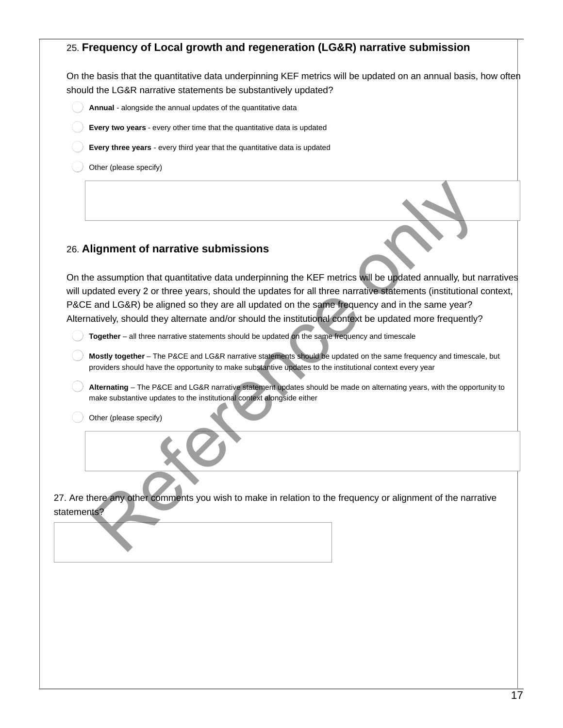25. **Frequency of Local growth and regeneration (LG&R) narrative submission**

On the basis that the quantitative data underpinning KEF metrics will be updated on an annual basis, how often should the LG&R narrative statements be substantively updated?

- **Annual** - alongside the annual updates of the quantitative data
- **Every two years** - every other time that the quantitative data is updated
- **Every three years** - every third year that the quantitative data is updated
- Other (please specify)

26. **Alignment of narrative submissions**

On the assumption that quantitative data underpinning the KEF metrics will be updated annually, but narratives will updated every 2 or three years, should the updates for all three narrative statements (institutional context, P&CE and LG&R) be aligned so they are all updated on the same frequency and in the same year? Alternatively, should they alternate and/or should the institutional context be updated more frequently?

- **Together** – all three narrative statements should be updated on the same frequency and timescale
- **Mostly together** – The P&CE and LG&R narrative statements should be updated on the same frequency and timescale, but providers should have the opportunity to make substantive updates to the institutional context every year
- **Alternating** – The P&CE and LG&R narrative statement updates should be made on alternating years, with the opportunity to make substantive updates to the institutional context alongside either
- Other (please specify)

27. Are there any other comments you wish to make in relation to the frequency or alignment of the narrative statements?

Reference only